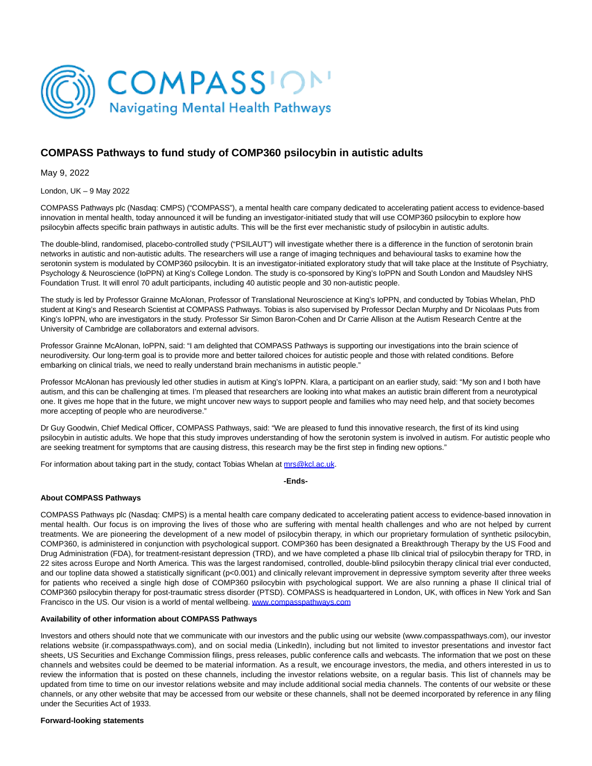# COMPASS Pathways to fund study of COMP360 psilocybin in autistic adults

May 9, 2022

London, UK – 9 May 2022

COMPASS Pathways plc (Nasdaq: CMPS) ("COMPASS"), a mental health care company dedicated to accelerating patient access to evidence-based innovation in mental health, today announced it will be funding an investigator-initiated study that will use COMP360 psilocybin to explore how psilocybin affects specific brain pathways in autistic adults. This will be the first ever mechanistic study of psilocybin in autistic adults.

The double-blind, randomised, placebo-controlled study ("PSILAUT") will investigate whether there is a difference in the function of serotonin brain networks in autistic and non-autistic adults. The researchers will use a range of imaging techniques and behavioural tasks to examine how the serotonin system is modulated by COMP360 psilocybin. It is an investigator-initiated exploratory study that will take place at the Institute of Psychiatry, Psychology & Neuroscience (IoPPN) at King's College London. The study is co-sponsored by King's IoPPN and South London and Maudsley NHS Foundation Trust. It will enrol 70 adult participants, including 40 autistic people and 30 non-autistic people.

The study is led by Professor Grainne McAlonan, Professor of Translational Neuroscience at King's IoPPN, and conducted by Tobias Whelan, PhD student at King's and Research Scientist at COMPASS Pathways. Tobias is also supervised by Professor Declan Murphy and Dr Nicolaas Puts from King's IoPPN, who are investigators in the study. Professor Sir Simon Baron-Cohen and Dr Carrie Allison at the Autism Research Centre at the University of Cambridge are collaborators and external advisors.

Professor Grainne McAlonan, IoPPN, said: "I am delighted that COMPASS Pathways is supporting our investigations into the brain science of neurodiversity. Our long-term goal is to provide more and better tailored choices for autistic people and those with related conditions. Before embarking on clinical trials, we need to really understand brain mechanisms in autistic people."

Professor McAlonan has previously led other studies in autism at King's IoPPN. Klara, a participant on an earlier study, said: "My son and I both have autism, and this can be challenging at times. I'm pleased that researchers are looking into what makes an autistic brain different from a neurotypical one. It gives me hope that in the future, we might uncover new ways to support people and families who may need help, and that society becomes more accepting of people who are neurodiverse."

Dr Guy Goodwin, Chief Medical Officer, COMPASS Pathways, said: "We are pleased to fund this innovative research, the first of its kind using psilocybin in autistic adults. We hope that this study improves understanding of how the serotonin system is involved in autism. For autistic people who are seeking treatment for symptoms that are causing distress, this research may be the first step in finding new options."

For information about taking part in the study, contact Tobias Whelan at mrs@kcl.ac.uk.

**-Ends-**

**About COMPASS Pathways**

COMPASS Pathways plc (Nasdaq: CMPS) is a mental health care company dedicated to accelerating patient access to evidence-based innovation in mental health. Our focus is on improving the lives of those who are suffering with mental health challenges and who are not helped by current treatments. We are pioneering the development of a new model of psilocybin therapy, in which our proprietary formulation of synthetic psilocybin, COMP360, is administered in conjunction with psychological support. COMP360 has been designated a Breakthrough Therapy by the US Food and Drug Administration (FDA), for treatment-resistant depression (TRD), and we have completed a phase IIb clinical trial of psilocybin therapy for TRD, in 22 sites across Europe and North America. This was the largest randomised, controlled, double-blind psilocybin therapy clinical trial ever conducted, and our topline data showed a statistically significant ($p<0.001$) and clinically relevant improvement in depressive symptom severity after three weeks for patients who received a single high dose of COMP360 psilocybin with psychological support. We are also running a phase II clinical trial of COMP360 psilocybin therapy for post-traumatic stress disorder (PTSD). COMPASS is headquartered in London, UK, with offices in New York and San Francisco in the US. Our vision is a world of mental wellbeing. www.compasspathways.com

**Availability of other information about COMPASS Pathways**

Investors and others should note that we communicate with our investors and the public using our website (www.compasspathways.com), our investor relations website (ir.compasspathways.com), and on social media (LinkedIn), including but not limited to investor presentations and investor fact sheets, US Securities and Exchange Commission filings, press releases, public conference calls and webcasts. The information that we post on these channels and websites could be deemed to be material information. As a result, we encourage investors, the media, and others interested in us to review the information that is posted on these channels, including the investor relations website, on a regular basis. This list of channels may be updated from time to time on our investor relations website and may include additional social media channels. The contents of our website or these channels, or any other website that may be accessed from our website or these channels, shall not be deemed incorporated by reference in any filing under the Securities Act of 1933.

**Forward-looking statements**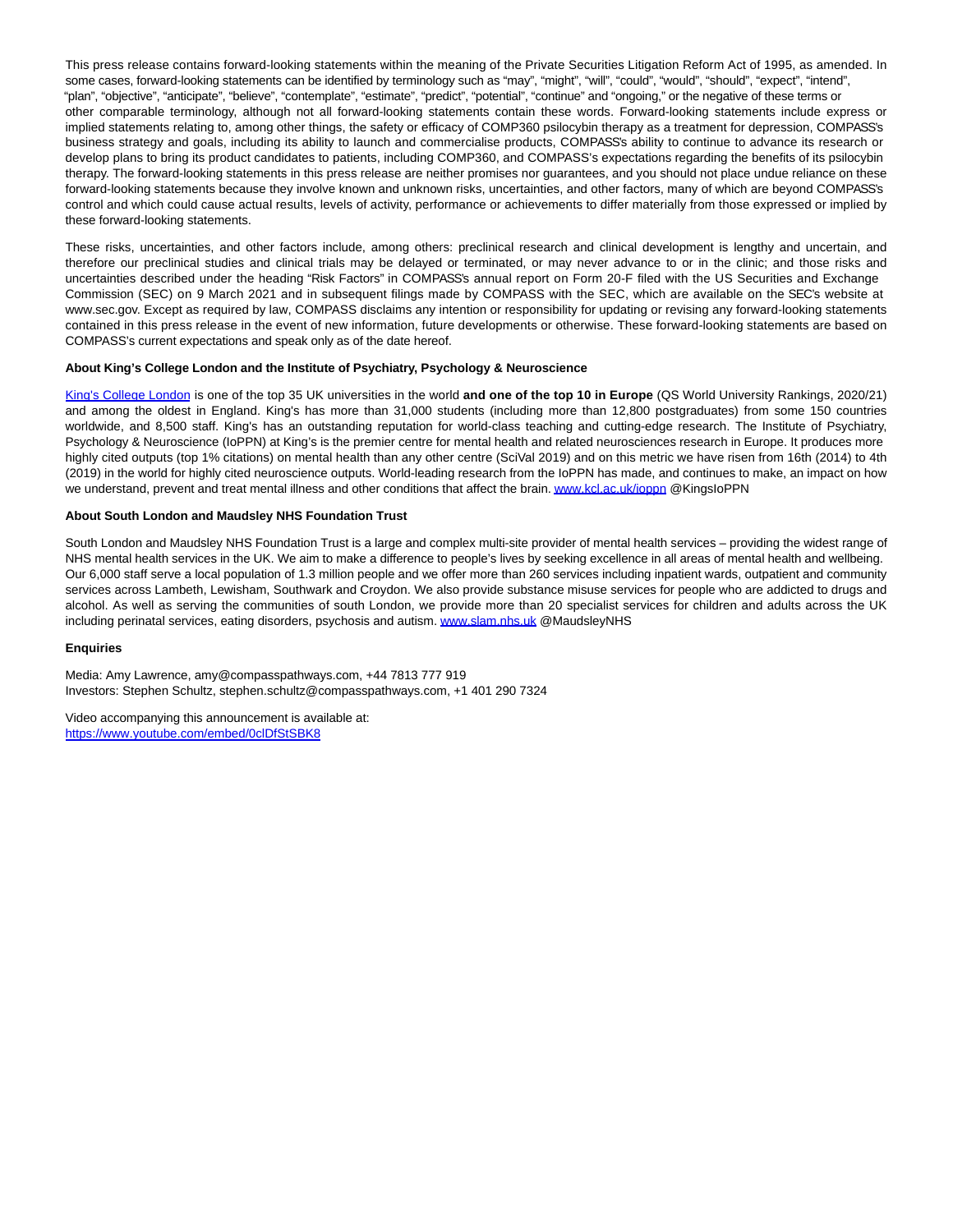This press release contains forward-looking statements within the meaning of the Private Securities Litigation Reform Act of 1995, as amended. In some cases, forward-looking statements can be identified by terminology such as "may", "might", "will", "could", "would", "should", "expect", "intend", "plan", "objective", "anticipate", "believe", "contemplate", "estimate", "predict", "potential", "continue" and "ongoing," or the negative of these terms or other comparable terminology, although not all forward-looking statements contain these words. Forward-looking statements include express or implied statements relating to, among other things, the safety or efficacy of COMP360 psilocybin therapy as a treatment for depression, COMPASS's business strategy and goals, including its ability to launch and commercialise products, COMPASS's ability to continue to advance its research or develop plans to bring its product candidates to patients, including COMP360, and COMPASS's expectations regarding the benefits of its psilocybin therapy. The forward-looking statements in this press release are neither promises nor guarantees, and you should not place undue reliance on these forward-looking statements because they involve known and unknown risks, uncertainties, and other factors, many of which are beyond COMPASS's control and which could cause actual results, levels of activity, performance or achievements to differ materially from those expressed or implied by these forward-looking statements.

These risks, uncertainties, and other factors include, among others: preclinical research and clinical development is lengthy and uncertain, and therefore our preclinical studies and clinical trials may be delayed or terminated, or may never advance to or in the clinic; and those risks and uncertainties described under the heading "Risk Factors" in COMPASS's annual report on Form 20-F filed with the US Securities and Exchange Commission (SEC) on 9 March 2021 and in subsequent filings made by COMPASS with the SEC, which are available on the SEC's website at www.sec.gov. Except as required by law, COMPASS disclaims any intention or responsibility for updating or revising any forward-looking statements contained in this press release in the event of new information, future developments or otherwise. These forward-looking statements are based on COMPASS's current expectations and speak only as of the date hereof.

**About King's College London and the Institute of Psychiatry, Psychology & Neuroscience**

King's College London is one of the top 35 UK universities in the world **and one of the top 10 in Europe** (QS World University Rankings, 2020/21) and among the oldest in England. King's has more than 31,000 students (including more than 12,800 postgraduates) from some 150 countries worldwide, and 8,500 staff. King's has an outstanding reputation for world-class teaching and cutting-edge research. The Institute of Psychiatry, Psychology & Neuroscience (IoPPN) at King's is the premier centre for mental health and related neurosciences research in Europe. It produces more highly cited outputs (top 1% citations) on mental health than any other centre (SciVal 2019) and on this metric we have risen from 16th (2014) to 4th (2019) in the world for highly cited neuroscience outputs. World-leading research from the IoPPN has made, and continues to make, an impact on how we understand, prevent and treat mental illness and other conditions that affect the brain. www.kcl.ac.uk/ioppn @KingsIoPPN

**About South London and Maudsley NHS Foundation Trust**

South London and Maudsley NHS Foundation Trust is a large and complex multi-site provider of mental health services – providing the widest range of NHS mental health services in the UK. We aim to make a difference to people's lives by seeking excellence in all areas of mental health and wellbeing. Our 6,000 staff serve a local population of 1.3 million people and we offer more than 260 services including inpatient wards, outpatient and community services across Lambeth, Lewisham, Southwark and Croydon. We also provide substance misuse services for people who are addicted to drugs and alcohol. As well as serving the communities of south London, we provide more than 20 specialist services for children and adults across the UK including perinatal services, eating disorders, psychosis and autism. www.slam.nhs.uk @MaudsleyNHS

**Enquiries**

Media: Amy Lawrence, amy@compasspathways.com, +44 7813 777 919
Investors: Stephen Schultz, stephen.schultz@compasspathways.com, +1 401 290 7324

Video accompanying this announcement is available at:
https://www.youtube.com/embed/0clDfStSBK8